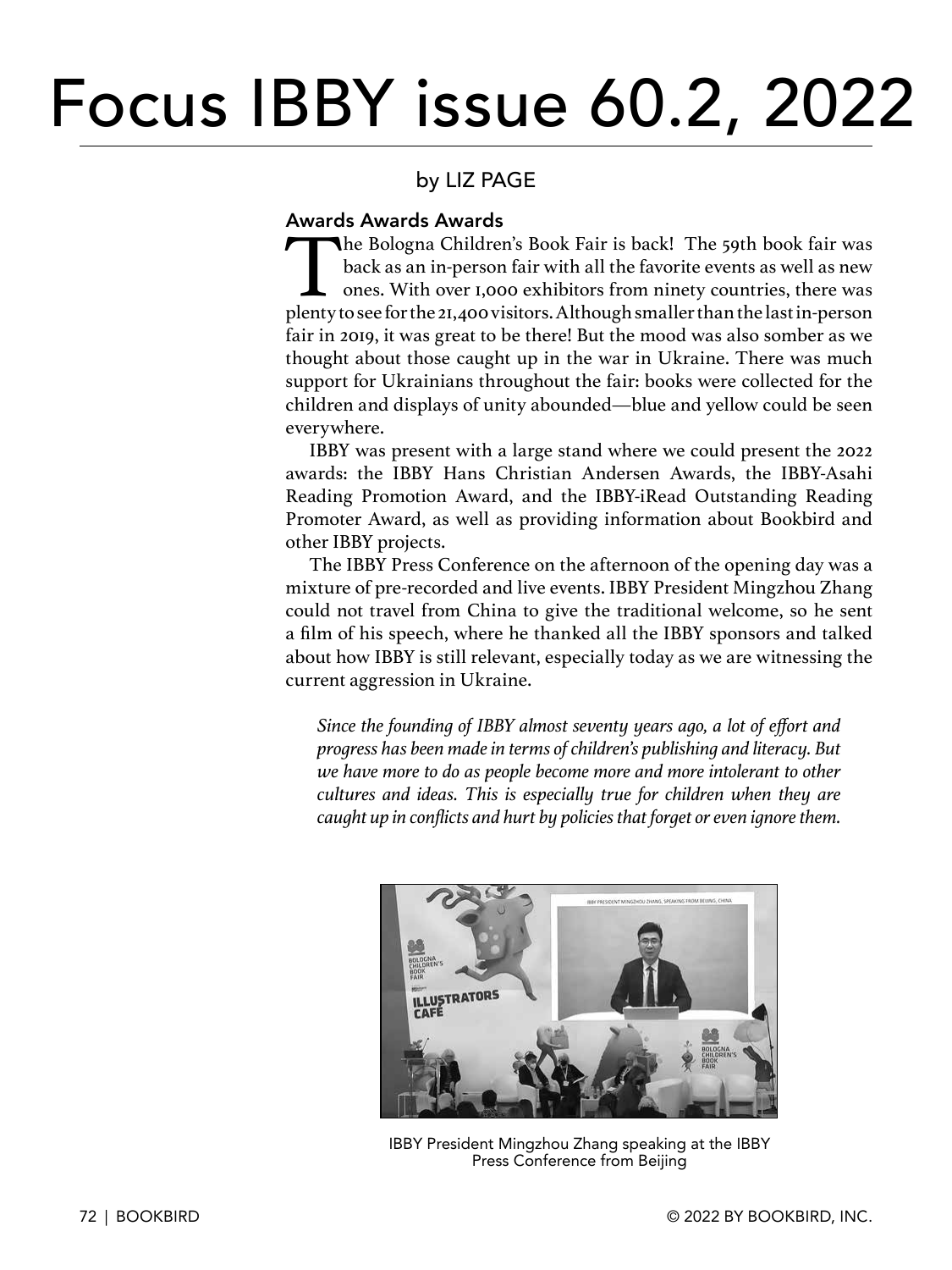# Focus IBBY issue 60.2, 2022

by LIZ PAGE

### Awards Awards Awards

The Bologna Children's Book Fair is back! The 59th book fair was back as an in-person fair with all the favorite events as well as new ones. With over 1,000 exhibitors from ninety countries, there was plenty to see for the 21,400 visitors. Although smaller than the last in-person fair in 2019, it was great to be there! But the mood was also somber as we thought about those caught up in the war in Ukraine. There was much support for Ukrainians throughout the fair: books were collected for the children and displays of unity abounded—blue and yellow could be seen everywhere.

IBBY was present with a large stand where we could present the 2022 awards: the IBBY Hans Christian Andersen Awards, the IBBY-Asahi Reading Promotion Award, and the IBBY-iRead Outstanding Reading Promoter Award, as well as providing information about Bookbird and other IBBY projects.

The IBBY Press Conference on the afternoon of the opening day was a mixture of pre-recorded and live events. IBBY President Mingzhou Zhang could not travel from China to give the traditional welcome, so he sent a film of his speech, where he thanked all the IBBY sponsors and talked about how IBBY is still relevant, especially today as we are witnessing the current aggression in Ukraine.

> *Since the founding of IBBY almost seventy years ago, a lot of effort and progress has been made in terms of children's publishing and literacy. But we have more to do as people become more and more intolerant to other cultures and ideas. This is especially true for children when they are caught up in conflicts and hurt by policies that forget or even ignore them.*

IBBY President Mingzhou Zhang speaking at the IBBY Press Conference from Beijing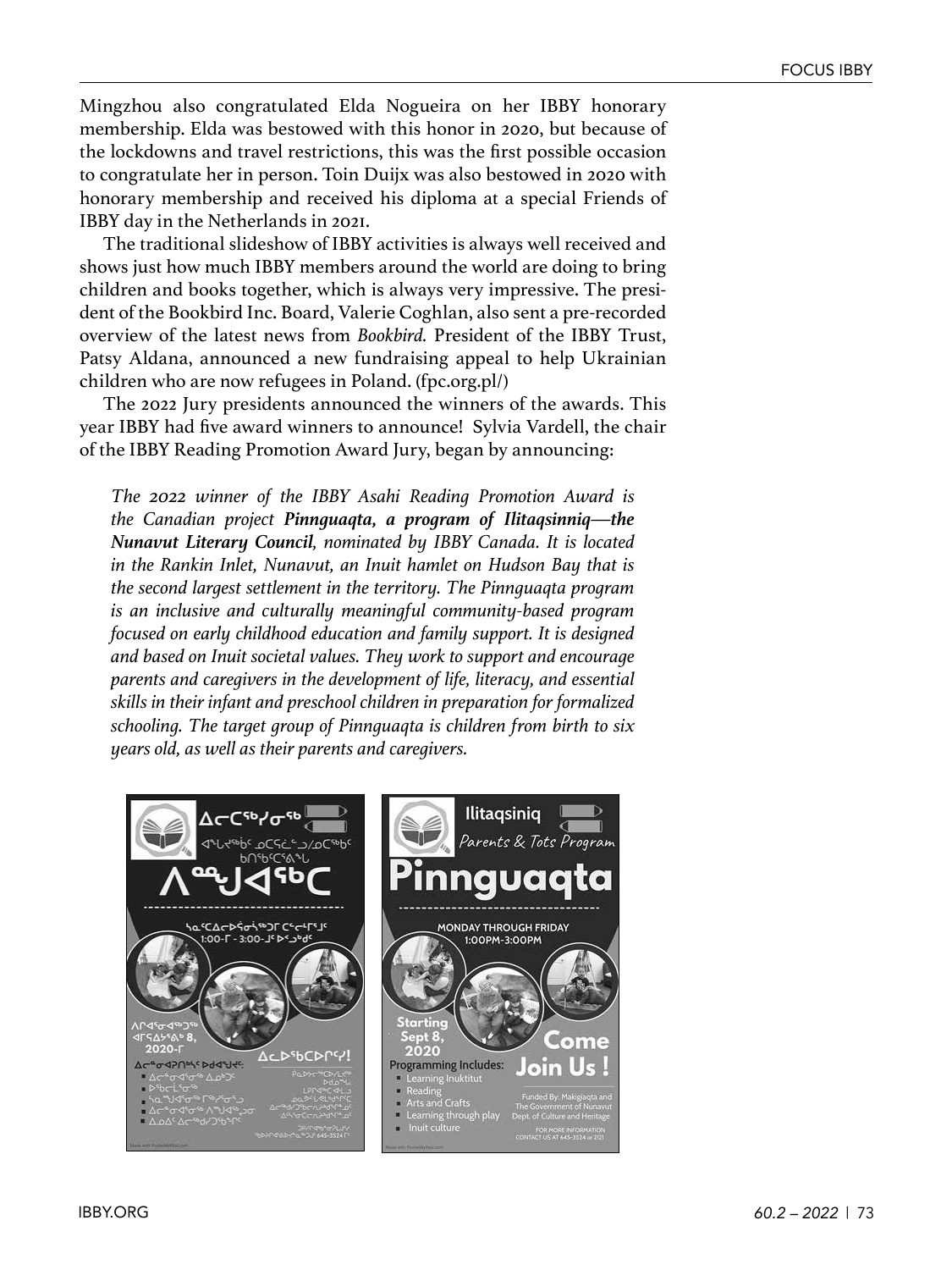Mingzhou also congratulated Elda Nogueira on her IBBY honorary membership. Elda was bestowed with this honor in 2020, but because of the lockdowns and travel restrictions, this was the first possible occasion to congratulate her in person. Toin Duijx was also bestowed in 2020 with honorary membership and received his diploma at a special Friends of IBBY day in the Netherlands in 2021.

The traditional slideshow of IBBY activities is always well received and shows just how much IBBY members around the world are doing to bring children and books together, which is always very impressive. The president of the Bookbird Inc. Board, Valerie Coghlan, also sent a pre-recorded overview of the latest news from *Bookbird*. President of the IBBY Trust, Patsy Aldana, announced a new fundraising appeal to help Ukrainian children who are now refugees in Poland. (fpc.org.pl/)

The 2022 Jury presidents announced the winners of the awards. This year IBBY had five award winners to announce! Sylvia Vardell, the chair of the IBBY Reading Promotion Award Jury, began by announcing:

*The 2022 winner of the IBBY Asahi Reading Promotion Award is the Canadian project **Pinnguaqta, a program of Ilitaqsinniq—the Nunavut Literary Council**, nominated by IBBY Canada. It is located in the Rankin Inlet, Nunavut, an Inuit hamlet on Hudson Bay that is the second largest settlement in the territory. The Pinnguaqta program is an inclusive and culturally meaningful community-based program focused on early childhood education and family support. It is designed and based on Inuit societal values. They work to support and encourage parents and caregivers in the development of life, literacy, and essential skills in their infant and preschool children in preparation for formalized schooling. The target group of Pinnguaqta is children from birth to six years old, as well as their parents and caregivers.*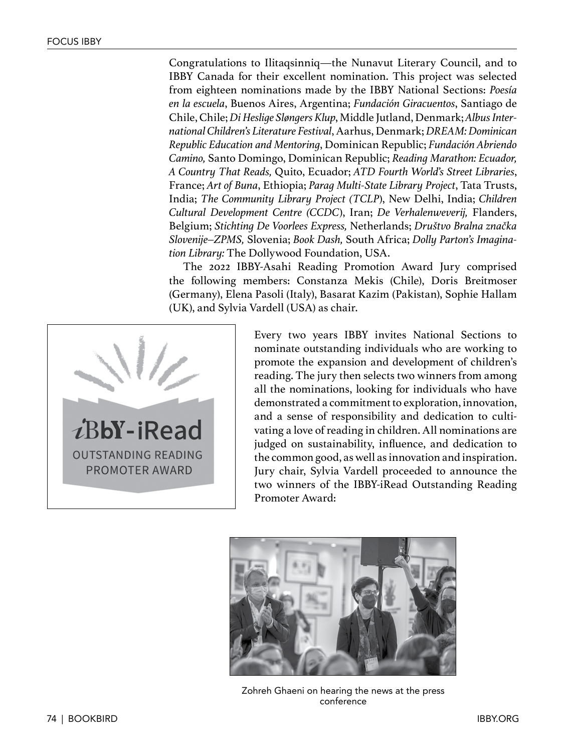Congratulations to Ilitaqsinniq—the Nunavut Literary Council, and to IBBY Canada for their excellent nomination. This project was selected from eighteen nominations made by the IBBY National Sections: *Poesía en la escuela*, Buenos Aires, Argentina; *Fundación Giracuentos*, Santiago de Chile, Chile; *Di Heslige Sløngers Klup*, Middle Jutland, Denmark; *Albus International Children's Literature Festival*, Aarhus, Denmark; *DREAM: Dominican Republic Education and Mentoring*, Dominican Republic; *Fundación Abriendo Camino,* Santo Domingo, Dominican Republic; *Reading Marathon: Ecuador, A Country That Reads,* Quito, Ecuador; *ATD Fourth World's Street Libraries*, France; *Art of Buna*, Ethiopia; *Parag Multi-State Library Project*, Tata Trusts, India; *The Community Library Project (TCLP*), New Delhi, India; *Children Cultural Development Centre (CCDC*), Iran; *De Verhalenweverij,* Flanders, Belgium; *Stichting De Voorlees Express,* Netherlands; *Društvo Bralna značka Slovenije–ZPMS,* Slovenia; *Book Dash,* South Africa; *Dolly Parton's Imagination Library:* The Dollywood Foundation, USA.

The 2022 IBBY-Asahi Reading Promotion Award Jury comprised the following members: Constanza Mekis (Chile), Doris Breitmoser (Germany), Elena Pasoli (Italy), Basarat Kazim (Pakistan), Sophie Hallam (UK), and Sylvia Vardell (USA) as chair.

iBbY-iRead OUTSTANDING READING PROMOTER AWARD

Every two years IBBY invites National Sections to nominate outstanding individuals who are working to promote the expansion and development of children's reading. The jury then selects two winners from among all the nominations, looking for individuals who have demonstrated a commitment to exploration, innovation, and a sense of responsibility and dedication to cultivating a love of reading in children. All nominations are judged on sustainability, influence, and dedication to the common good, as well as innovation and inspiration. Jury chair, Sylvia Vardell proceeded to announce the two winners of the IBBY-iRead Outstanding Reading Promoter Award:

Zohreh Ghaeni on hearing the news at the press conference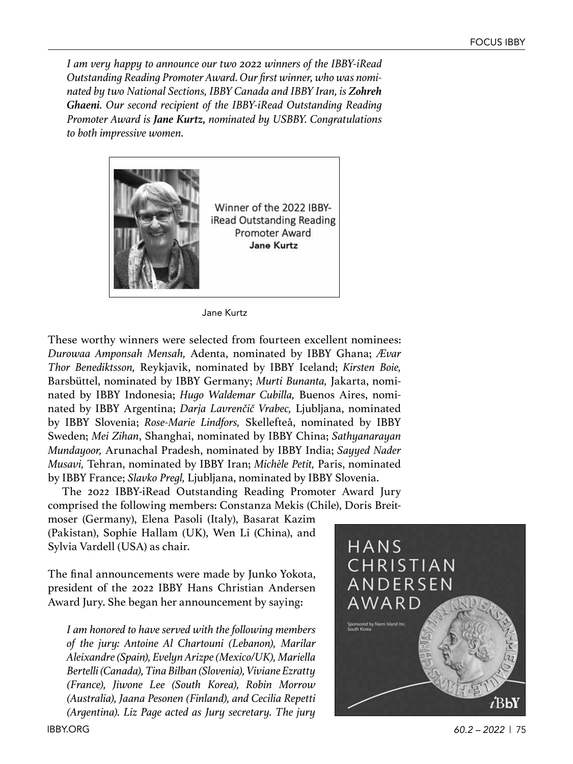*I am very happy to announce our two 2022 winners of the IBBY-iRead Outstanding Reading Promoter Award. Our first winner, who was nominated by two National Sections, IBBY Canada and IBBY Iran, is **Zohreh Ghaeni**. Our second recipient of the IBBY-iRead Outstanding Reading Promoter Award is **Jane Kurtz**, nominated by USBBY. Congratulations to both impressive women.*

Winner of the 2022 IBBY-iRead Outstanding Reading Promoter Award
**Jane Kurtz**

Jane Kurtz

These worthy winners were selected from fourteen excellent nominees: *Durowaa Amponsah Mensah,* Adenta, nominated by IBBY Ghana; *Ævar Thor Benediktsson,* Reykjavik, nominated by IBBY Iceland; *Kirsten Boie,* Barsbüttel, nominated by IBBY Germany; *Murti Bunanta,* Jakarta, nominated by IBBY Indonesia; *Hugo Waldemar Cubilla,* Buenos Aires, nominated by IBBY Argentina; *Darja Lavrenčič Vrabec,* Ljubljana, nominated by IBBY Slovenia; *Rose-Marie Lindfors,* Skellefteå, nominated by IBBY Sweden; *Mei Zihan*, Shanghai, nominated by IBBY China; *Sathyanarayan Mundayoor,* Arunachal Pradesh, nominated by IBBY India; *Sayyed Nader Musavi,* Tehran, nominated by IBBY Iran; *Michèle Petit,* Paris, nominated by IBBY France; *Slavko Pregl,* Ljubljana, nominated by IBBY Slovenia.

The 2022 IBBY-iRead Outstanding Reading Promoter Award Jury comprised the following members: Constanza Mekis (Chile), Doris Breitmoser (Germany), Elena Pasoli (Italy), Basarat Kazim (Pakistan), Sophie Hallam (UK), Wen Li (China), and Sylvia Vardell (USA) as chair.

The final announcements were made by Junko Yokota, president of the 2022 IBBY Hans Christian Andersen Award Jury. She began her announcement by saying:

> *I am honored to have served with the following members of the jury: Antoine Al Chartouni (Lebanon), Marilar Aleixandre (Spain), Evelyn Arizpe (Mexico/UK), Mariella Bertelli (Canada), Tina Bilban (Slovenia), Viviane Ezratty (France), Jiwone Lee (South Korea), Robin Morrow (Australia), Jaana Pesonen (Finland), and Cecilia Repetti (Argentina). Liz Page acted as Jury secretary. The jury*

HANS CHRISTIAN ANDERSEN AWARD

Sponsored by Nami Island Inc. South Korea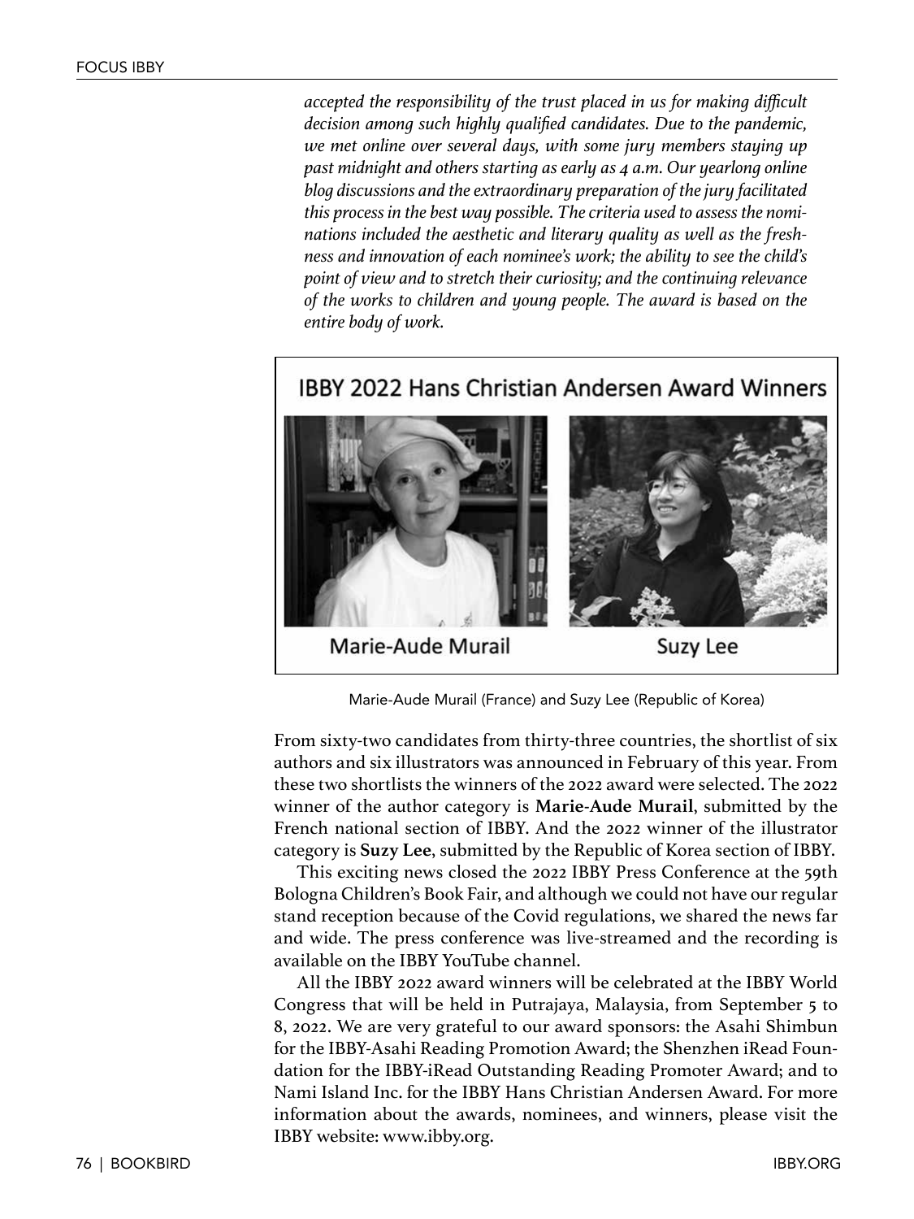*accepted the responsibility of the trust placed in us for making difficult decision among such highly qualified candidates. Due to the pandemic, we met online over several days, with some jury members staying up past midnight and others starting as early as 4 a.m. Our yearlong online blog discussions and the extraordinary preparation of the jury facilitated this process in the best way possible. The criteria used to assess the nominations included the aesthetic and literary quality as well as the freshness and innovation of each nominee's work; the ability to see the child's point of view and to stretch their curiosity; and the continuing relevance of the works to children and young people. The award is based on the entire body of work.*

IBBY 2022 Hans Christian Andersen Award Winners

Marie-Aude Murail

Suzy Lee

Marie-Aude Murail (France) and Suzy Lee (Republic of Korea)

From sixty-two candidates from thirty-three countries, the shortlist of six authors and six illustrators was announced in February of this year. From these two shortlists the winners of the 2022 award were selected. The 2022 winner of the author category is **Marie-Aude Murail**, submitted by the French national section of IBBY. And the 2022 winner of the illustrator category is **Suzy Lee**, submitted by the Republic of Korea section of IBBY.

This exciting news closed the 2022 IBBY Press Conference at the 59th Bologna Children's Book Fair, and although we could not have our regular stand reception because of the Covid regulations, we shared the news far and wide. The press conference was live-streamed and the recording is available on the IBBY YouTube channel.

All the IBBY 2022 award winners will be celebrated at the IBBY World Congress that will be held in Putrajaya, Malaysia, from September 5 to 8, 2022. We are very grateful to our award sponsors: the Asahi Shimbun for the IBBY-Asahi Reading Promotion Award; the Shenzhen iRead Foundation for the IBBY-iRead Outstanding Reading Promoter Award; and to Nami Island Inc. for the IBBY Hans Christian Andersen Award. For more information about the awards, nominees, and winners, please visit the IBBY website: www.ibby.org.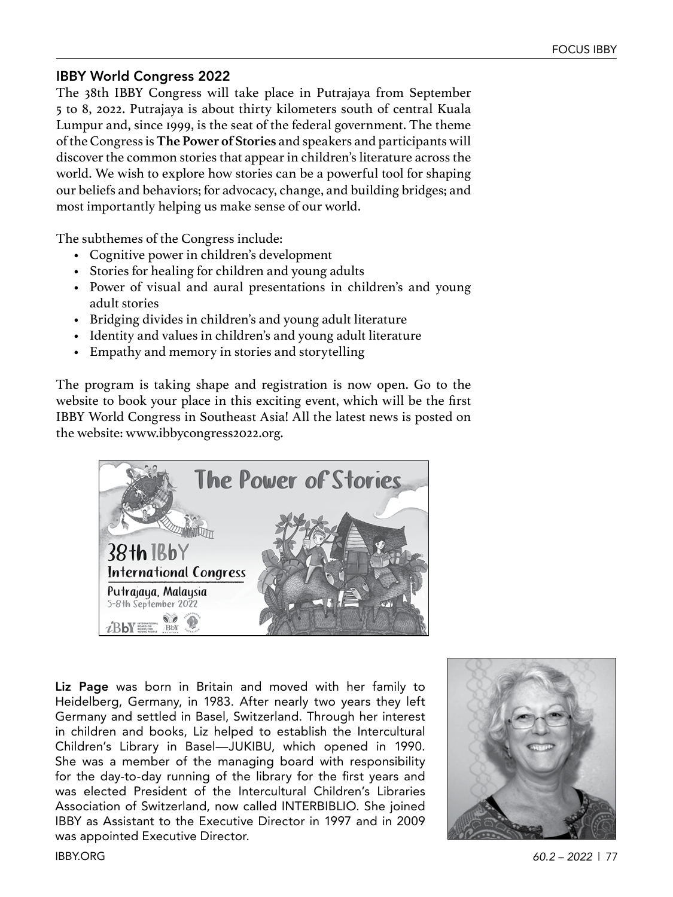## IBBY World Congress 2022

The 38th IBBY Congress will take place in Putrajaya from September 5 to 8, 2022. Putrajaya is about thirty kilometers south of central Kuala Lumpur and, since 1999, is the seat of the federal government. The theme of the Congress is **The Power of Stories** and speakers and participants will discover the common stories that appear in children's literature across the world. We wish to explore how stories can be a powerful tool for shaping our beliefs and behaviors; for advocacy, change, and building bridges; and most importantly helping us make sense of our world.

The subthemes of the Congress include:

- Cognitive power in children's development
- Stories for healing for children and young adults
- Power of visual and aural presentations in children's and young adult stories
- Bridging divides in children's and young adult literature
- Identity and values in children's and young adult literature
- Empathy and memory in stories and storytelling

The program is taking shape and registration is now open. Go to the website to book your place in this exciting event, which will be the first IBBY World Congress in Southeast Asia! All the latest news is posted on the website: www.ibbycongress2022.org.

**Liz Page** was born in Britain and moved with her family to Heidelberg, Germany, in 1983. After nearly two years they left Germany and settled in Basel, Switzerland. Through her interest in children and books, Liz helped to establish the Intercultural Children's Library in Basel—JUKIBU, which opened in 1990. She was a member of the managing board with responsibility for the day-to-day running of the library for the first years and was elected President of the Intercultural Children's Libraries Association of Switzerland, now called INTERBIBLIO. She joined IBBY as Assistant to the Executive Director in 1997 and in 2009 was appointed Executive Director.